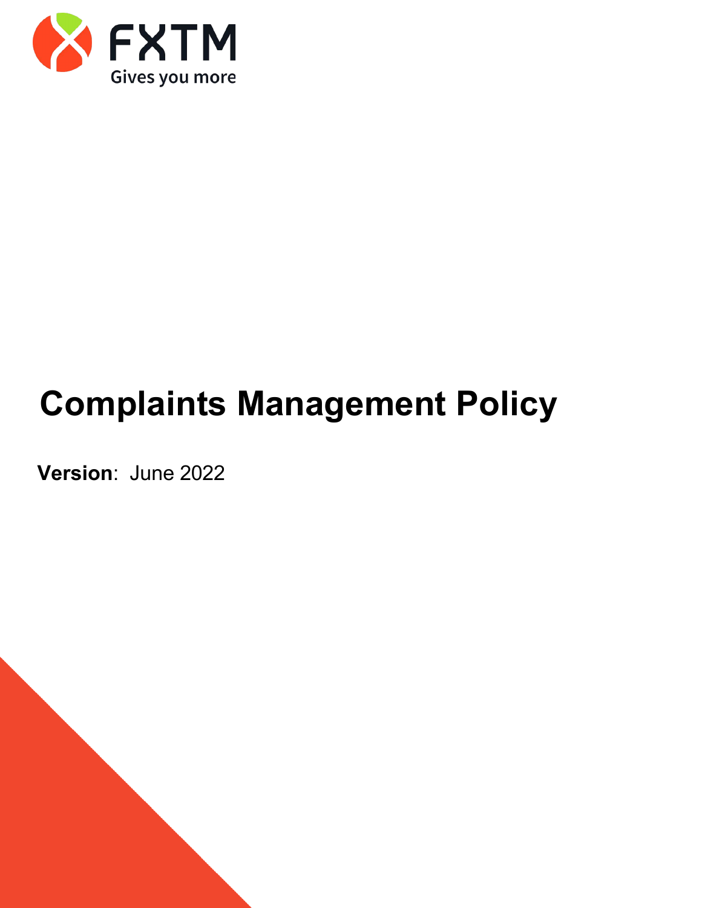FXTM

Gives you more

# Complaints Management Policy

**Version**: June 2022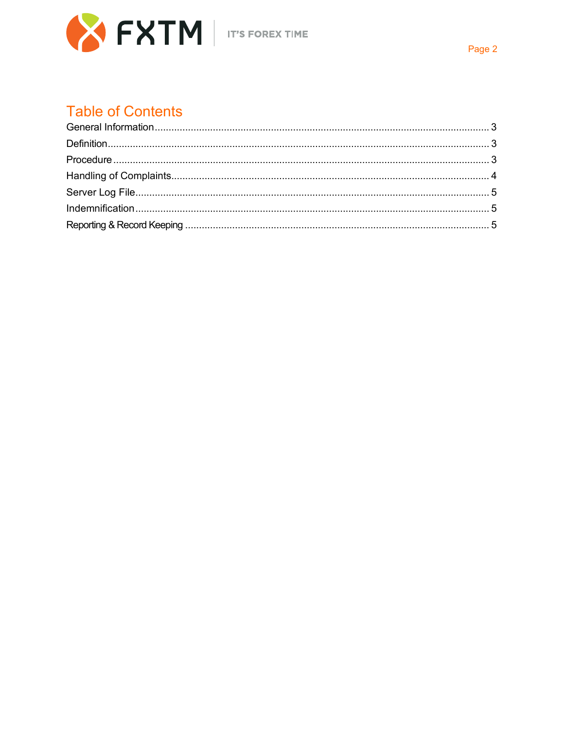# Table of Contents

General Information........................................................ 3
Definition........................................................ 3
Procedure........................................................ 3
Handling of Complaints........................................................ 4
Server Log File........................................................ 5
Indemnification........................................................ 5
Reporting & Record Keeping........................................................ 5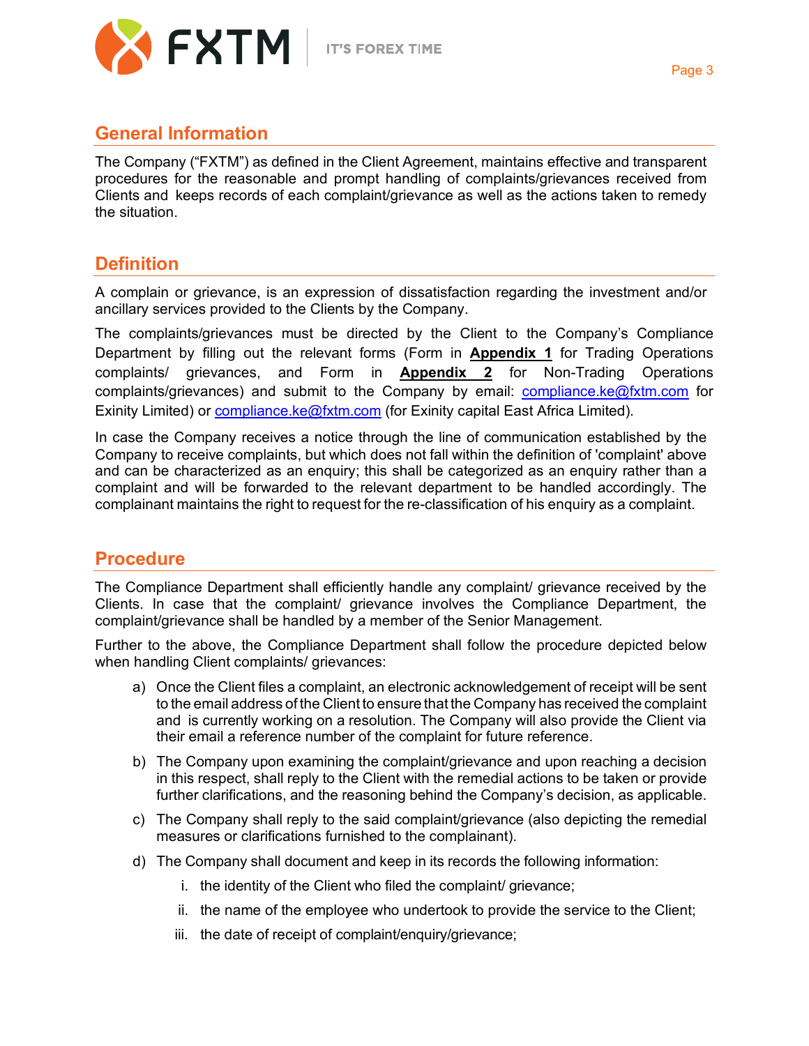## General Information

The Company ("FXTM") as defined in the Client Agreement, maintains effective and transparent procedures for the reasonable and prompt handling of complaints/grievances received from Clients and keeps records of each complaint/grievance as well as the actions taken to remedy the situation.

## Definition

A complain or grievance, is an expression of dissatisfaction regarding the investment and/or ancillary services provided to the Clients by the Company.

The complaints/grievances must be directed by the Client to the Company's Compliance Department by filling out the relevant forms (Form in **Appendix 1** for Trading Operations complaints/ grievances, and Form in **Appendix 2** for Non-Trading Operations complaints/grievances) and submit to the Company by email: compliance.ke@fxtm.com for Exinity Limited) or compliance.ke@fxtm.com (for Exinity capital East Africa Limited).

In case the Company receives a notice through the line of communication established by the Company to receive complaints, but which does not fall within the definition of 'complaint' above and can be characterized as an enquiry; this shall be categorized as an enquiry rather than a complaint and will be forwarded to the relevant department to be handled accordingly. The complainant maintains the right to request for the re-classification of his enquiry as a complaint.

## Procedure

The Compliance Department shall efficiently handle any complaint/ grievance received by the Clients. In case that the complaint/ grievance involves the Compliance Department, the complaint/grievance shall be handled by a member of the Senior Management.

Further to the above, the Compliance Department shall follow the procedure depicted below when handling Client complaints/ grievances:

a) Once the Client files a complaint, an electronic acknowledgement of receipt will be sent to the email address of the Client to ensure that the Company has received the complaint and is currently working on a resolution. The Company will also provide the Client via their email a reference number of the complaint for future reference.

b) The Company upon examining the complaint/grievance and upon reaching a decision in this respect, shall reply to the Client with the remedial actions to be taken or provide further clarifications, and the reasoning behind the Company's decision, as applicable.

c) The Company shall reply to the said complaint/grievance (also depicting the remedial measures or clarifications furnished to the complainant).

d) The Company shall document and keep in its records the following information:

   i. the identity of the Client who filed the complaint/ grievance;

   ii. the name of the employee who undertook to provide the service to the Client;

   iii. the date of receipt of complaint/enquiry/grievance;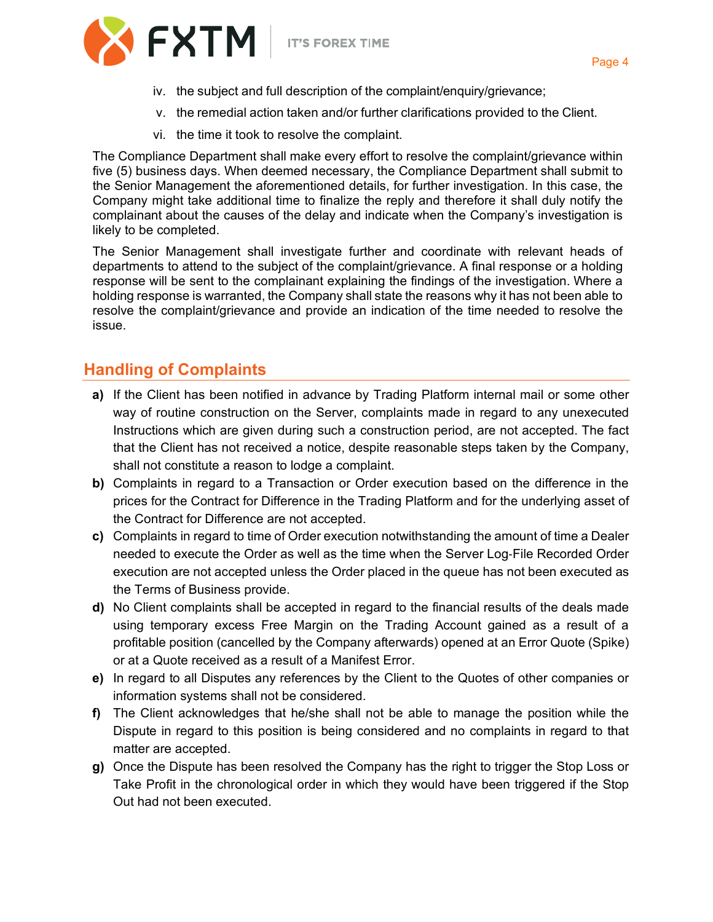iv. the subject and full description of the complaint/enquiry/grievance;

v. the remedial action taken and/or further clarifications provided to the Client.

vi. the time it took to resolve the complaint.

The Compliance Department shall make every effort to resolve the complaint/grievance within five (5) business days. When deemed necessary, the Compliance Department shall submit to the Senior Management the aforementioned details, for further investigation. In this case, the Company might take additional time to finalize the reply and therefore it shall duly notify the complainant about the causes of the delay and indicate when the Company's investigation is likely to be completed.

The Senior Management shall investigate further and coordinate with relevant heads of departments to attend to the subject of the complaint/grievance. A final response or a holding response will be sent to the complainant explaining the findings of the investigation. Where a holding response is warranted, the Company shall state the reasons why it has not been able to resolve the complaint/grievance and provide an indication of the time needed to resolve the issue.

## Handling of Complaints

**a)** If the Client has been notified in advance by Trading Platform internal mail or some other way of routine construction on the Server, complaints made in regard to any unexecuted Instructions which are given during such a construction period, are not accepted. The fact that the Client has not received a notice, despite reasonable steps taken by the Company, shall not constitute a reason to lodge a complaint.

**b)** Complaints in regard to a Transaction or Order execution based on the difference in the prices for the Contract for Difference in the Trading Platform and for the underlying asset of the Contract for Difference are not accepted.

**c)** Complaints in regard to time of Order execution notwithstanding the amount of time a Dealer needed to execute the Order as well as the time when the Server Log-File Recorded Order execution are not accepted unless the Order placed in the queue has not been executed as the Terms of Business provide.

**d)** No Client complaints shall be accepted in regard to the financial results of the deals made using temporary excess Free Margin on the Trading Account gained as a result of a profitable position (cancelled by the Company afterwards) opened at an Error Quote (Spike) or at a Quote received as a result of a Manifest Error.

**e)** In regard to all Disputes any references by the Client to the Quotes of other companies or information systems shall not be considered.

**f)** The Client acknowledges that he/she shall not be able to manage the position while the Dispute in regard to this position is being considered and no complaints in regard to that matter are accepted.

**g)** Once the Dispute has been resolved the Company has the right to trigger the Stop Loss or Take Profit in the chronological order in which they would have been triggered if the Stop Out had not been executed.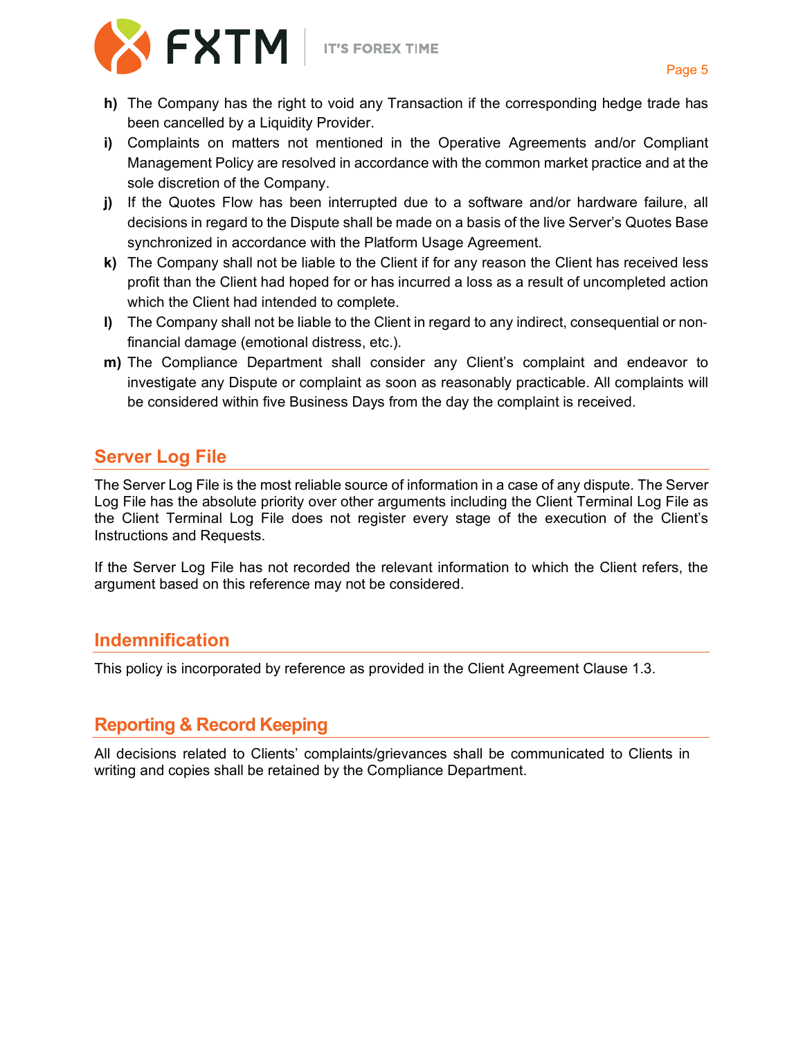- **h)** The Company has the right to void any Transaction if the corresponding hedge trade has been cancelled by a Liquidity Provider.
- **i)** Complaints on matters not mentioned in the Operative Agreements and/or Compliant Management Policy are resolved in accordance with the common market practice and at the sole discretion of the Company.
- **j)** If the Quotes Flow has been interrupted due to a software and/or hardware failure, all decisions in regard to the Dispute shall be made on a basis of the live Server's Quotes Base synchronized in accordance with the Platform Usage Agreement.
- **k)** The Company shall not be liable to the Client if for any reason the Client has received less profit than the Client had hoped for or has incurred a loss as a result of uncompleted action which the Client had intended to complete.
- **l)** The Company shall not be liable to the Client in regard to any indirect, consequential or non-financial damage (emotional distress, etc.).
- **m)** The Compliance Department shall consider any Client's complaint and endeavor to investigate any Dispute or complaint as soon as reasonably practicable. All complaints will be considered within five Business Days from the day the complaint is received.

## Server Log File

The Server Log File is the most reliable source of information in a case of any dispute. The Server Log File has the absolute priority over other arguments including the Client Terminal Log File as the Client Terminal Log File does not register every stage of the execution of the Client's Instructions and Requests.

If the Server Log File has not recorded the relevant information to which the Client refers, the argument based on this reference may not be considered.

## Indemnification

This policy is incorporated by reference as provided in the Client Agreement Clause 1.3.

## Reporting & Record Keeping

All decisions related to Clients' complaints/grievances shall be communicated to Clients in writing and copies shall be retained by the Compliance Department.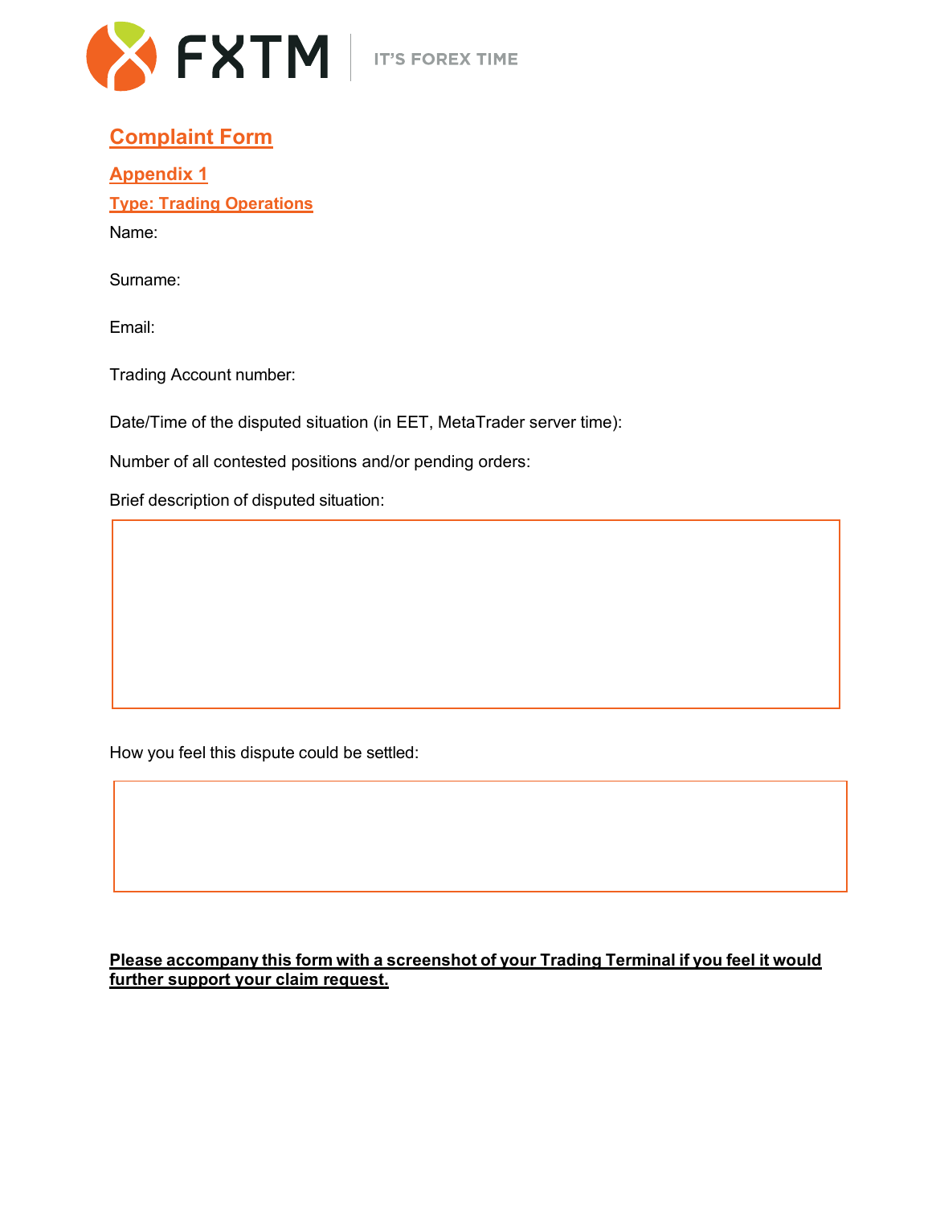## Complaint Form

### Appendix 1

### Type: Trading Operations

Name:

Surname:

Email:

Trading Account number:

Date/Time of the disputed situation (in EET, MetaTrader server time):

Number of all contested positions and/or pending orders:

Brief description of disputed situation:

How you feel this dispute could be settled:

**Please accompany this form with a screenshot of your Trading Terminal if you feel it would further support your claim request.**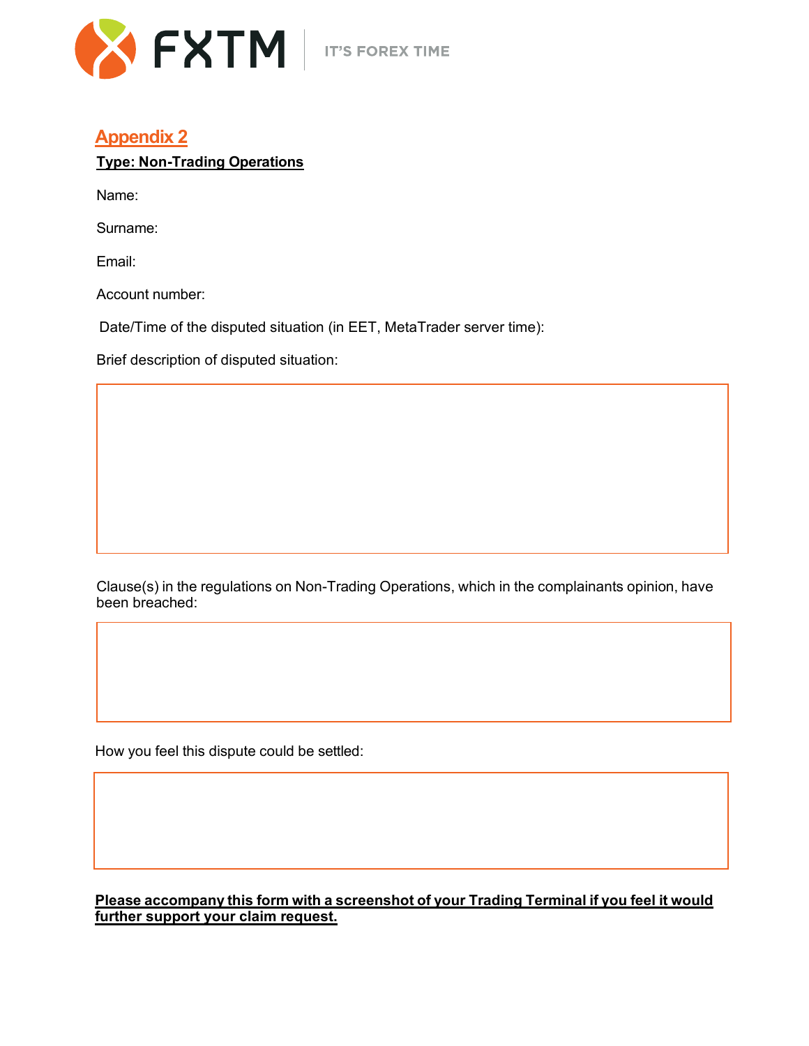## Appendix 2

**Type: Non-Trading Operations**

Name:

Surname:

Email:

Account number:

Date/Time of the disputed situation (in EET, MetaTrader server time):

Brief description of disputed situation:

Clause(s) in the regulations on Non-Trading Operations, which in the complainants opinion, have been breached:

How you feel this dispute could be settled:

**Please accompany this form with a screenshot of your Trading Terminal if you feel it would further support your claim request.**